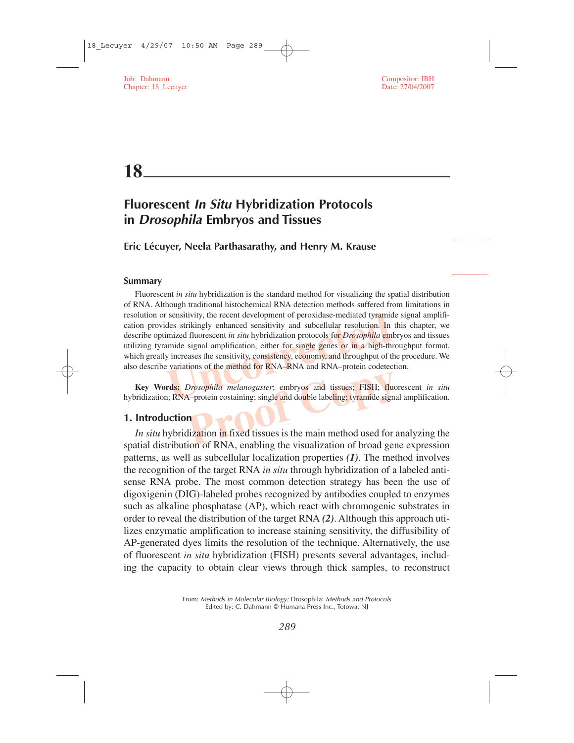# 18

## Fluorescent *In Situ* Hybridization Protocols in *Drosophila* Embryos and Tissues

**Eric Lécuyer, Neela Parthasarathy, and Henry M. Krause**

### Summary

Fluorescent *in situ* hybridization is the standard method for visualizing the spatial distribution of RNA. Although traditional histochemical RNA detection methods suffered from limitations in resolution or sensitivity, the recent development of peroxidase-mediated tyramide signal amplification provides strikingly enhanced sensitivity and subcellular resolution. In this chapter, we describe optimized fluorescent *in situ* hybridization protocols for *Drosophila* embryos and tissues utilizing tyramide signal amplification, either for single genes or in a high-throughput format, which greatly increases the sensitivity, consistency, economy, and throughput of the procedure. We also describe variations of the method for RNA–RNA and RNA–protein codetection.

**Key Words:** *Drosophila melanogaster*; embryos and tissues; FISH; fluorescent *in situ* hybridization; RNA–protein costaining; single and double labeling; tyramide signal amplification.

## 1. Introduction

*In situ* hybridization in fixed tissues is the main method used for analyzing the spatial distribution of RNA, enabling the visualization of broad gene expression patterns, as well as subcellular localization properties ***(1)***. The method involves the recognition of the target RNA *in situ* through hybridization of a labeled antisense RNA probe. The most common detection strategy has been the use of digoxigenin (DIG)-labeled probes recognized by antibodies coupled to enzymes such as alkaline phosphatase (AP), which react with chromogenic substrates in order to reveal the distribution of the target RNA ***(2)***. Although this approach utilizes enzymatic amplification to increase staining sensitivity, the diffusibility of AP-generated dyes limits the resolution of the technique. Alternatively, the use of fluorescent *in situ* hybridization (FISH) presents several advantages, including the capacity to obtain clear views through thick samples, to reconstruct

From: *Methods in Molecular Biology:* Drosophila: *Methods and Protocols*
Edited by: C. Dahmann © Humana Press Inc., Totowa, NJ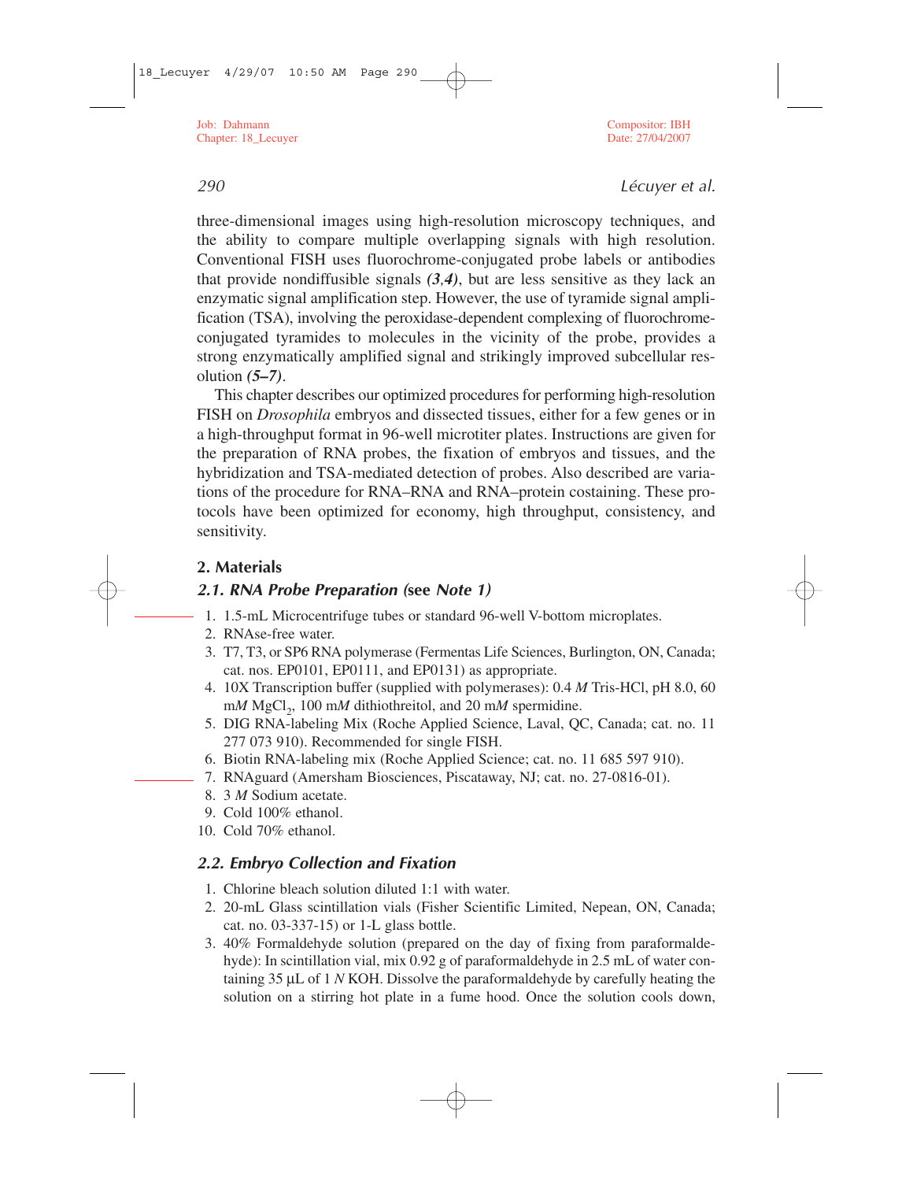three-dimensional images using high-resolution microscopy techniques, and the ability to compare multiple overlapping signals with high resolution. Conventional FISH uses fluorochrome-conjugated probe labels or antibodies that provide nondiffusible signals ***(3,4)***, but are less sensitive as they lack an enzymatic signal amplification step. However, the use of tyramide signal amplification (TSA), involving the peroxidase-dependent complexing of fluorochrome-conjugated tyramides to molecules in the vicinity of the probe, provides a strong enzymatically amplified signal and strikingly improved subcellular resolution ***(5–7)***.

This chapter describes our optimized procedures for performing high-resolution FISH on *Drosophila* embryos and dissected tissues, either for a few genes or in a high-throughput format in 96-well microtiter plates. Instructions are given for the preparation of RNA probes, the fixation of embryos and tissues, and the hybridization and TSA-mediated detection of probes. Also described are variations of the procedure for RNA–RNA and RNA–protein costaining. These protocols have been optimized for economy, high throughput, consistency, and sensitivity.

## 2. Materials

### 2.1. RNA Probe Preparation (see *Note 1*)

1. 1.5-mL Microcentrifuge tubes or standard 96-well V-bottom microplates.
2. RNAse-free water.
3. T7, T3, or SP6 RNA polymerase (Fermentas Life Sciences, Burlington, ON, Canada; cat. nos. EP0101, EP0111, and EP0131) as appropriate.
4. 10X Transcription buffer (supplied with polymerases): 0.4 *M* Tris-HCl, pH 8.0, 60 m*M* $MgCl_2$, 100 m*M* dithiothreitol, and 20 m*M* spermidine.
5. DIG RNA-labeling Mix (Roche Applied Science, Laval, QC, Canada; cat. no. 11 277 073 910). Recommended for single FISH.
6. Biotin RNA-labeling mix (Roche Applied Science; cat. no. 11 685 597 910).
7. RNAguard (Amersham Biosciences, Piscataway, NJ; cat. no. 27-0816-01).
8. 3 *M* Sodium acetate.
9. Cold 100% ethanol.
10. Cold 70% ethanol.

### 2.2. Embryo Collection and Fixation

1. Chlorine bleach solution diluted 1:1 with water.
2. 20-mL Glass scintillation vials (Fisher Scientific Limited, Nepean, ON, Canada; cat. no. 03-337-15) or 1-L glass bottle.
3. 40% Formaldehyde solution (prepared on the day of fixing from paraformaldehyde): In scintillation vial, mix 0.92 g of paraformaldehyde in 2.5 mL of water containing 35 µL of 1 *N* KOH. Dissolve the paraformaldehyde by carefully heating the solution on a stirring hot plate in a fume hood. Once the solution cools down,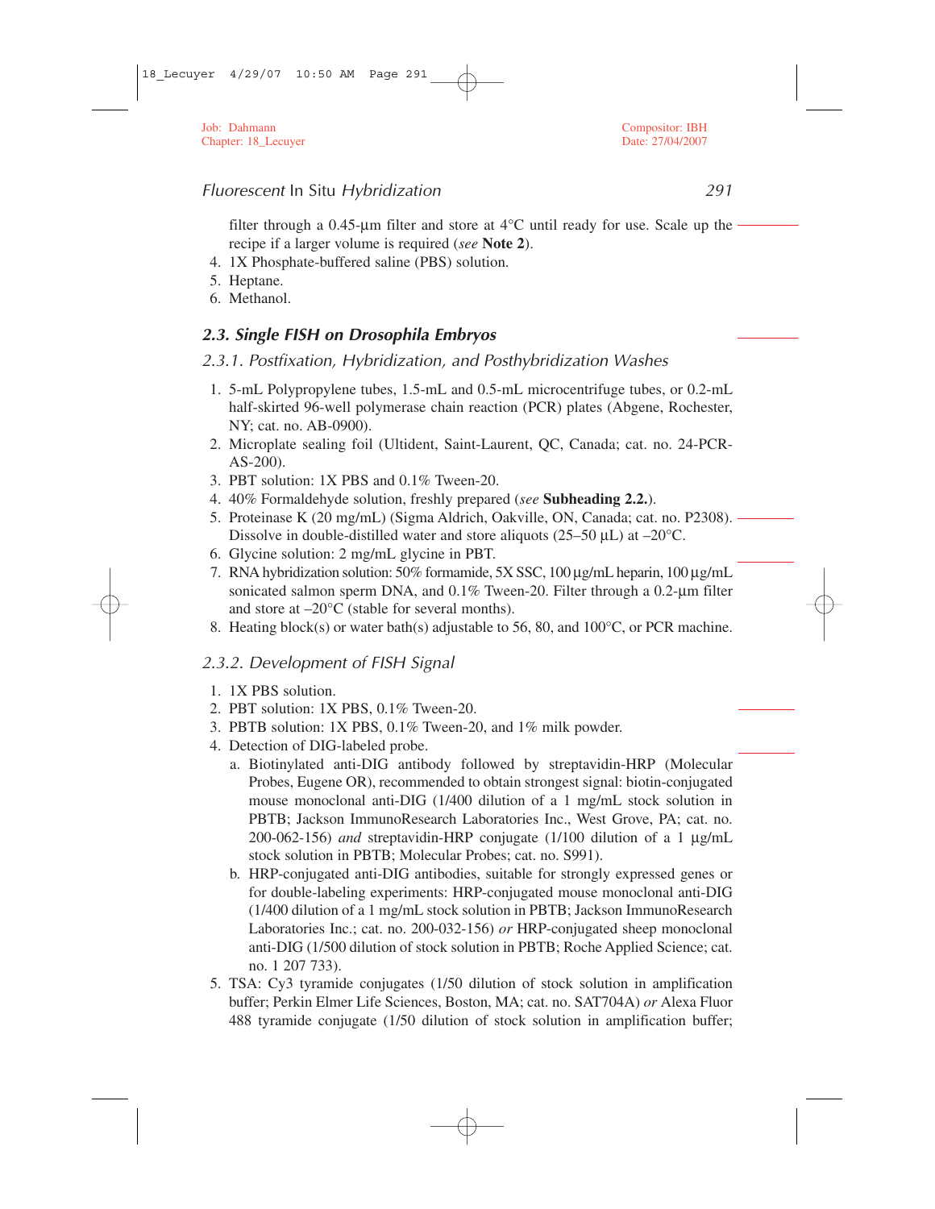filter through a 0.45-µm filter and store at 4°C until ready for use. Scale up the recipe if a larger volume is required (*see* **Note 2**).

4. 1X Phosphate-buffered saline (PBS) solution.
5. Heptane.
6. Methanol.

### *2.3. Single FISH on Drosophila Embryos*

#### *2.3.1. Postfixation, Hybridization, and Posthybridization Washes*

1. 5-mL Polypropylene tubes, 1.5-mL and 0.5-mL microcentrifuge tubes, or 0.2-mL half-skirted 96-well polymerase chain reaction (PCR) plates (Abgene, Rochester, NY; cat. no. AB-0900).
2. Microplate sealing foil (Ultident, Saint-Laurent, QC, Canada; cat. no. 24-PCR-AS-200).
3. PBT solution: 1X PBS and 0.1% Tween-20.
4. 40% Formaldehyde solution, freshly prepared (*see* **Subheading 2.2.**).
5. Proteinase K (20 mg/mL) (Sigma Aldrich, Oakville, ON, Canada; cat. no. P2308). Dissolve in double-distilled water and store aliquots (25–50 µL) at –20°C.
6. Glycine solution: 2 mg/mL glycine in PBT.
7. RNA hybridization solution: 50% formamide, 5X SSC, 100 µg/mL heparin, 100 µg/mL sonicated salmon sperm DNA, and 0.1% Tween-20. Filter through a 0.2-µm filter and store at –20°C (stable for several months).
8. Heating block(s) or water bath(s) adjustable to 56, 80, and 100°C, or PCR machine.

#### *2.3.2. Development of FISH Signal*

1. 1X PBS solution.
2. PBT solution: 1X PBS, 0.1% Tween-20.
3. PBTB solution: 1X PBS, 0.1% Tween-20, and 1% milk powder.
4. Detection of DIG-labeled probe.
   a. Biotinylated anti-DIG antibody followed by streptavidin-HRP (Molecular Probes, Eugene OR), recommended to obtain strongest signal: biotin-conjugated mouse monoclonal anti-DIG (1/400 dilution of a 1 mg/mL stock solution in PBTB; Jackson ImmunoResearch Laboratories Inc., West Grove, PA; cat. no. 200-062-156) *and* streptavidin-HRP conjugate (1/100 dilution of a 1 µg/mL stock solution in PBTB; Molecular Probes; cat. no. S991).
   b. HRP-conjugated anti-DIG antibodies, suitable for strongly expressed genes or for double-labeling experiments: HRP-conjugated mouse monoclonal anti-DIG (1/400 dilution of a 1 mg/mL stock solution in PBTB; Jackson ImmunoResearch Laboratories Inc.; cat. no. 200-032-156) *or* HRP-conjugated sheep monoclonal anti-DIG (1/500 dilution of stock solution in PBTB; Roche Applied Science; cat. no. 1 207 733).
5. TSA: Cy3 tyramide conjugates (1/50 dilution of stock solution in amplification buffer; Perkin Elmer Life Sciences, Boston, MA; cat. no. SAT704A) *or* Alexa Fluor 488 tyramide conjugate (1/50 dilution of stock solution in amplification buffer;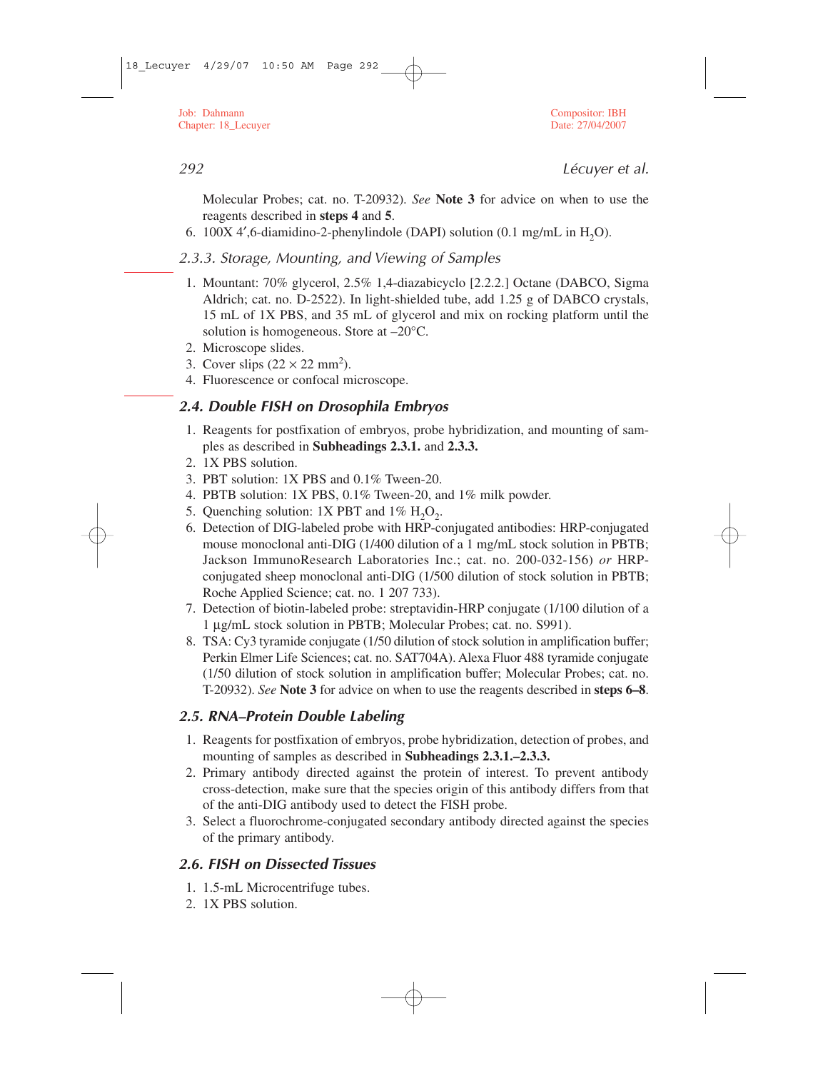Molecular Probes; cat. no. T-20932). *See* **Note 3** for advice on when to use the reagents described in **steps 4** and **5**.

6. 100X 4′,6-diamidino-2-phenylindole (DAPI) solution (0.1 mg/mL in $H_2O$).

### *2.3.3. Storage, Mounting, and Viewing of Samples*

1. Mountant: 70% glycerol, 2.5% 1,4-diazabicyclo [2.2.2.] Octane (DABCO, Sigma Aldrich; cat. no. D-2522). In light-shielded tube, add 1.25 g of DABCO crystals, 15 mL of 1X PBS, and 35 mL of glycerol and mix on rocking platform until the solution is homogeneous. Store at –20°C.
2. Microscope slides.
3. Cover slips ($22 \times 22$ $mm^2$).
4. Fluorescence or confocal microscope.

## *2.4. Double FISH on Drosophila Embryos*

1. Reagents for postfixation of embryos, probe hybridization, and mounting of samples as described in **Subheadings 2.3.1.** and **2.3.3.**
2. 1X PBS solution.
3. PBT solution: 1X PBS and 0.1% Tween-20.
4. PBTB solution: 1X PBS, 0.1% Tween-20, and 1% milk powder.
5. Quenching solution: 1X PBT and 1% $H_2O_2$.
6. Detection of DIG-labeled probe with HRP-conjugated antibodies: HRP-conjugated mouse monoclonal anti-DIG (1/400 dilution of a 1 mg/mL stock solution in PBTB; Jackson ImmunoResearch Laboratories Inc.; cat. no. 200-032-156) *or* HRP-conjugated sheep monoclonal anti-DIG (1/500 dilution of stock solution in PBTB; Roche Applied Science; cat. no. 1 207 733).
7. Detection of biotin-labeled probe: streptavidin-HRP conjugate (1/100 dilution of a 1 µg/mL stock solution in PBTB; Molecular Probes; cat. no. S991).
8. TSA: Cy3 tyramide conjugate (1/50 dilution of stock solution in amplification buffer; Perkin Elmer Life Sciences; cat. no. SAT704A). Alexa Fluor 488 tyramide conjugate (1/50 dilution of stock solution in amplification buffer; Molecular Probes; cat. no. T-20932). *See* **Note 3** for advice on when to use the reagents described in **steps 6–8**.

## *2.5. RNA–Protein Double Labeling*

1. Reagents for postfixation of embryos, probe hybridization, detection of probes, and mounting of samples as described in **Subheadings 2.3.1.–2.3.3.**
2. Primary antibody directed against the protein of interest. To prevent antibody cross-detection, make sure that the species origin of this antibody differs from that of the anti-DIG antibody used to detect the FISH probe.
3. Select a fluorochrome-conjugated secondary antibody directed against the species of the primary antibody.

## *2.6. FISH on Dissected Tissues*

1. 1.5-mL Microcentrifuge tubes.
2. 1X PBS solution.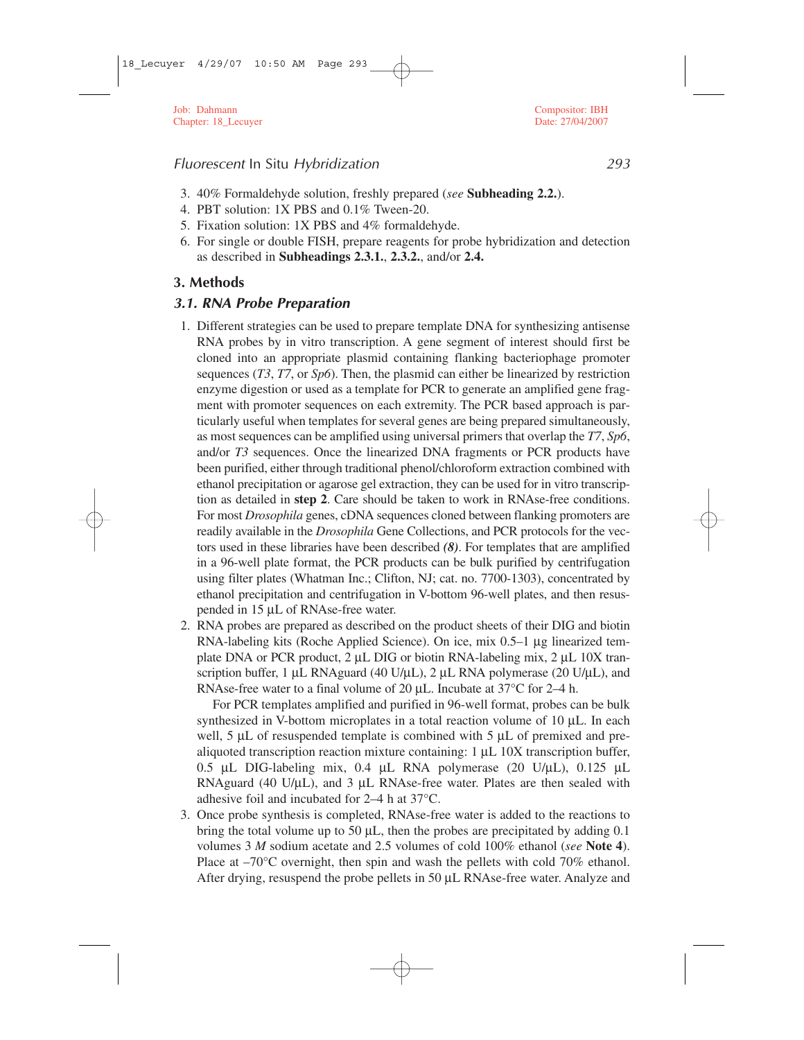3. 40% Formaldehyde solution, freshly prepared (*see* **Subheading 2.2.**).
4. PBT solution: 1X PBS and 0.1% Tween-20.
5. Fixation solution: 1X PBS and 4% formaldehyde.
6. For single or double FISH, prepare reagents for probe hybridization and detection as described in **Subheadings 2.3.1.**, **2.3.2.**, and/or **2.4.**

## 3. Methods

### 3.1. RNA Probe Preparation

1. Different strategies can be used to prepare template DNA for synthesizing antisense RNA probes by in vitro transcription. A gene segment of interest should first be cloned into an appropriate plasmid containing flanking bacteriophage promoter sequences (*T3*, *T7*, or *Sp6*). Then, the plasmid can either be linearized by restriction enzyme digestion or used as a template for PCR to generate an amplified gene fragment with promoter sequences on each extremity. The PCR based approach is particularly useful when templates for several genes are being prepared simultaneously, as most sequences can be amplified using universal primers that overlap the *T7*, *Sp6*, and/or *T3* sequences. Once the linearized DNA fragments or PCR products have been purified, either through traditional phenol/chloroform extraction combined with ethanol precipitation or agarose gel extraction, they can be used for in vitro transcription as detailed in **step 2**. Care should be taken to work in RNAse-free conditions. For most *Drosophila* genes, cDNA sequences cloned between flanking promoters are readily available in the *Drosophila* Gene Collections, and PCR protocols for the vectors used in these libraries have been described ***(8)***. For templates that are amplified in a 96-well plate format, the PCR products can be bulk purified by centrifugation using filter plates (Whatman Inc.; Clifton, NJ; cat. no. 7700-1303), concentrated by ethanol precipitation and centrifugation in V-bottom 96-well plates, and then resuspended in 15 µL of RNAse-free water.
2. RNA probes are prepared as described on the product sheets of their DIG and biotin RNA-labeling kits (Roche Applied Science). On ice, mix 0.5–1 µg linearized template DNA or PCR product, 2 µL DIG or biotin RNA-labeling mix, 2 µL 10X transcription buffer, 1 µL RNAguard (40 U/µL), 2 µL RNA polymerase (20 U/µL), and RNAse-free water to a final volume of 20 µL. Incubate at 37°C for 2–4 h.

   For PCR templates amplified and purified in 96-well format, probes can be bulk synthesized in V-bottom microplates in a total reaction volume of 10 µL. In each well, 5 µL of resuspended template is combined with 5 µL of premixed and prealiquoted transcription reaction mixture containing: 1 µL 10X transcription buffer, 0.5 µL DIG-labeling mix, 0.4 µL RNA polymerase (20 U/µL), 0.125 µL RNAguard (40 U/µL), and 3 µL RNAse-free water. Plates are then sealed with adhesive foil and incubated for 2–4 h at 37°C.
3. Once probe synthesis is completed, RNAse-free water is added to the reactions to bring the total volume up to 50 µL, then the probes are precipitated by adding 0.1 volumes 3 *M* sodium acetate and 2.5 volumes of cold 100% ethanol (*see* **Note 4**). Place at –70°C overnight, then spin and wash the pellets with cold 70% ethanol. After drying, resuspend the probe pellets in 50 µL RNAse-free water. Analyze and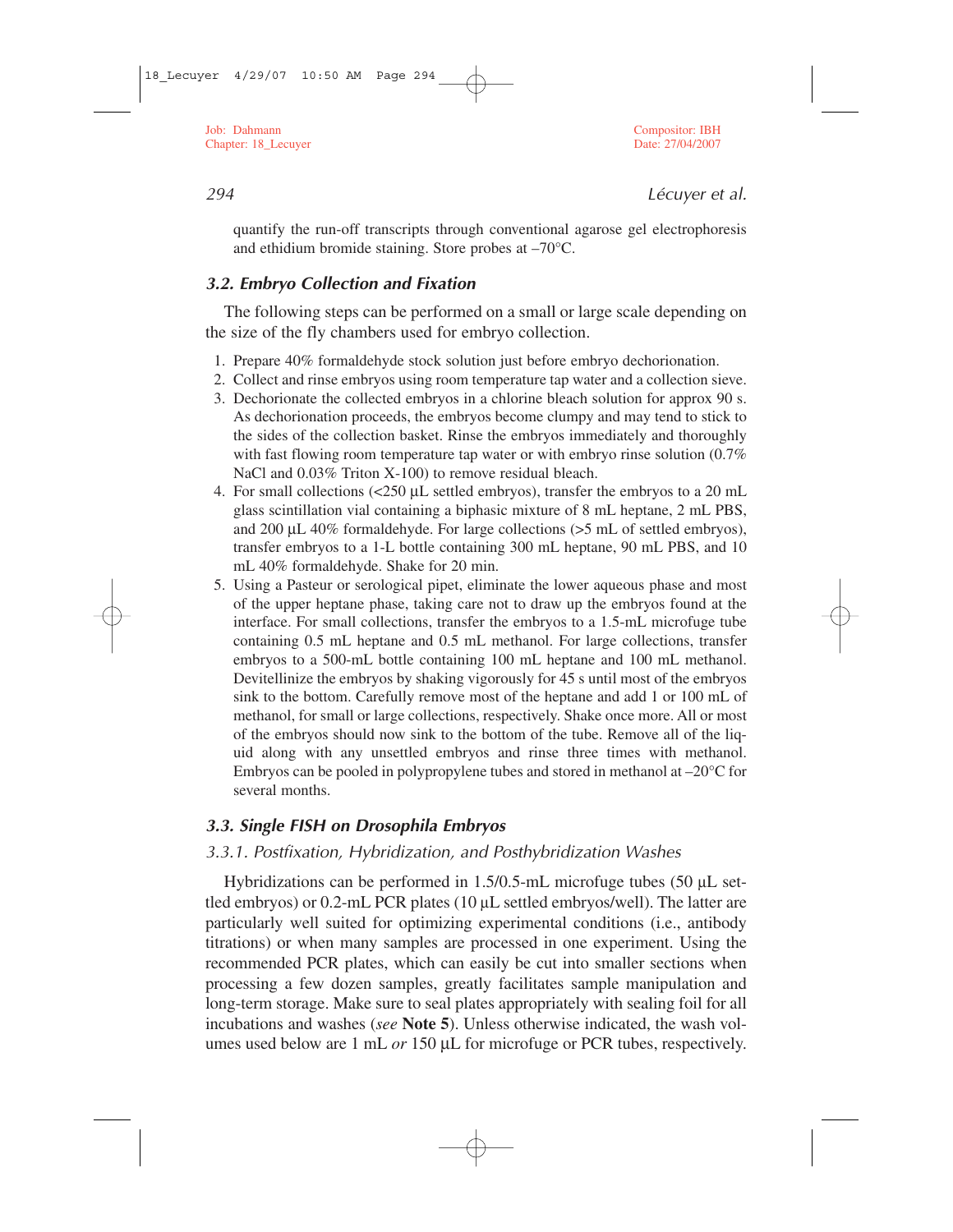quantify the run-off transcripts through conventional agarose gel electrophoresis and ethidium bromide staining. Store probes at –70°C.

### 3.2. Embryo Collection and Fixation

The following steps can be performed on a small or large scale depending on the size of the fly chambers used for embryo collection.

1. Prepare 40% formaldehyde stock solution just before embryo dechorionation.
2. Collect and rinse embryos using room temperature tap water and a collection sieve.
3. Dechorionate the collected embryos in a chlorine bleach solution for approx 90 s. As dechorionation proceeds, the embryos become clumpy and may tend to stick to the sides of the collection basket. Rinse the embryos immediately and thoroughly with fast flowing room temperature tap water or with embryo rinse solution (0.7% NaCl and 0.03% Triton X-100) to remove residual bleach.
4. For small collections (<250 µL settled embryos), transfer the embryos to a 20 mL glass scintillation vial containing a biphasic mixture of 8 mL heptane, 2 mL PBS, and 200 µL 40% formaldehyde. For large collections (>5 mL of settled embryos), transfer embryos to a 1-L bottle containing 300 mL heptane, 90 mL PBS, and 10 mL 40% formaldehyde. Shake for 20 min.
5. Using a Pasteur or serological pipet, eliminate the lower aqueous phase and most of the upper heptane phase, taking care not to draw up the embryos found at the interface. For small collections, transfer the embryos to a 1.5-mL microfuge tube containing 0.5 mL heptane and 0.5 mL methanol. For large collections, transfer embryos to a 500-mL bottle containing 100 mL heptane and 100 mL methanol. Devitellinize the embryos by shaking vigorously for 45 s until most of the embryos sink to the bottom. Carefully remove most of the heptane and add 1 or 100 mL of methanol, for small or large collections, respectively. Shake once more. All or most of the embryos should now sink to the bottom of the tube. Remove all of the liquid along with any unsettled embryos and rinse three times with methanol. Embryos can be pooled in polypropylene tubes and stored in methanol at –20°C for several months.

### 3.3. Single FISH on Drosophila Embryos

#### 3.3.1. Postfixation, Hybridization, and Posthybridization Washes

Hybridizations can be performed in 1.5/0.5-mL microfuge tubes (50 µL settled embryos) or 0.2-mL PCR plates (10 µL settled embryos/well). The latter are particularly well suited for optimizing experimental conditions (i.e., antibody titrations) or when many samples are processed in one experiment. Using the recommended PCR plates, which can easily be cut into smaller sections when processing a few dozen samples, greatly facilitates sample manipulation and long-term storage. Make sure to seal plates appropriately with sealing foil for all incubations and washes (*see* **Note 5**). Unless otherwise indicated, the wash volumes used below are 1 mL *or* 150 µL for microfuge or PCR tubes, respectively.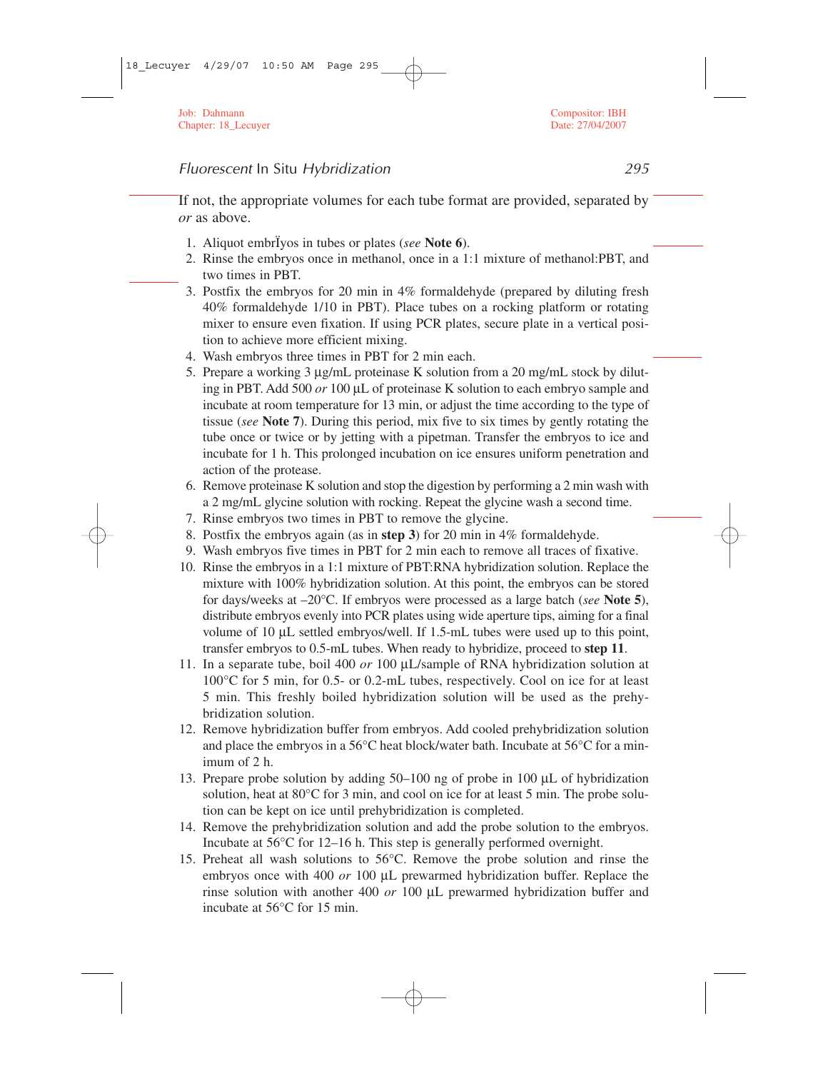If not, the appropriate volumes for each tube format are provided, separated by *or* as above.

1. Aliquot embrÏyos in tubes or plates (*see* **Note 6**).
2. Rinse the embryos once in methanol, once in a 1:1 mixture of methanol:PBT, and two times in PBT.
3. Postfix the embryos for 20 min in 4% formaldehyde (prepared by diluting fresh 40% formaldehyde 1/10 in PBT). Place tubes on a rocking platform or rotating mixer to ensure even fixation. If using PCR plates, secure plate in a vertical position to achieve more efficient mixing.
4. Wash embryos three times in PBT for 2 min each.
5. Prepare a working 3 µg/mL proteinase K solution from a 20 mg/mL stock by diluting in PBT. Add 500 *or* 100 µL of proteinase K solution to each embryo sample and incubate at room temperature for 13 min, or adjust the time according to the type of tissue (*see* **Note 7**). During this period, mix five to six times by gently rotating the tube once or twice or by jetting with a pipetman. Transfer the embryos to ice and incubate for 1 h. This prolonged incubation on ice ensures uniform penetration and action of the protease.
6. Remove proteinase K solution and stop the digestion by performing a 2 min wash with a 2 mg/mL glycine solution with rocking. Repeat the glycine wash a second time.
7. Rinse embryos two times in PBT to remove the glycine.
8. Postfix the embryos again (as in **step 3**) for 20 min in 4% formaldehyde.
9. Wash embryos five times in PBT for 2 min each to remove all traces of fixative.
10. Rinse the embryos in a 1:1 mixture of PBT:RNA hybridization solution. Replace the mixture with 100% hybridization solution. At this point, the embryos can be stored for days/weeks at –20°C. If embryos were processed as a large batch (*see* **Note 5**), distribute embryos evenly into PCR plates using wide aperture tips, aiming for a final volume of 10 µL settled embryos/well. If 1.5-mL tubes were used up to this point, transfer embryos to 0.5-mL tubes. When ready to hybridize, proceed to **step 11**.
11. In a separate tube, boil 400 *or* 100 µL/sample of RNA hybridization solution at 100°C for 5 min, for 0.5- or 0.2-mL tubes, respectively. Cool on ice for at least 5 min. This freshly boiled hybridization solution will be used as the prehybridization solution.
12. Remove hybridization buffer from embryos. Add cooled prehybridization solution and place the embryos in a 56°C heat block/water bath. Incubate at 56°C for a minimum of 2 h.
13. Prepare probe solution by adding 50–100 ng of probe in 100 µL of hybridization solution, heat at 80°C for 3 min, and cool on ice for at least 5 min. The probe solution can be kept on ice until prehybridization is completed.
14. Remove the prehybridization solution and add the probe solution to the embryos. Incubate at 56°C for 12–16 h. This step is generally performed overnight.
15. Preheat all wash solutions to 56°C. Remove the probe solution and rinse the embryos once with 400 *or* 100 µL prewarmed hybridization buffer. Replace the rinse solution with another 400 *or* 100 µL prewarmed hybridization buffer and incubate at 56°C for 15 min.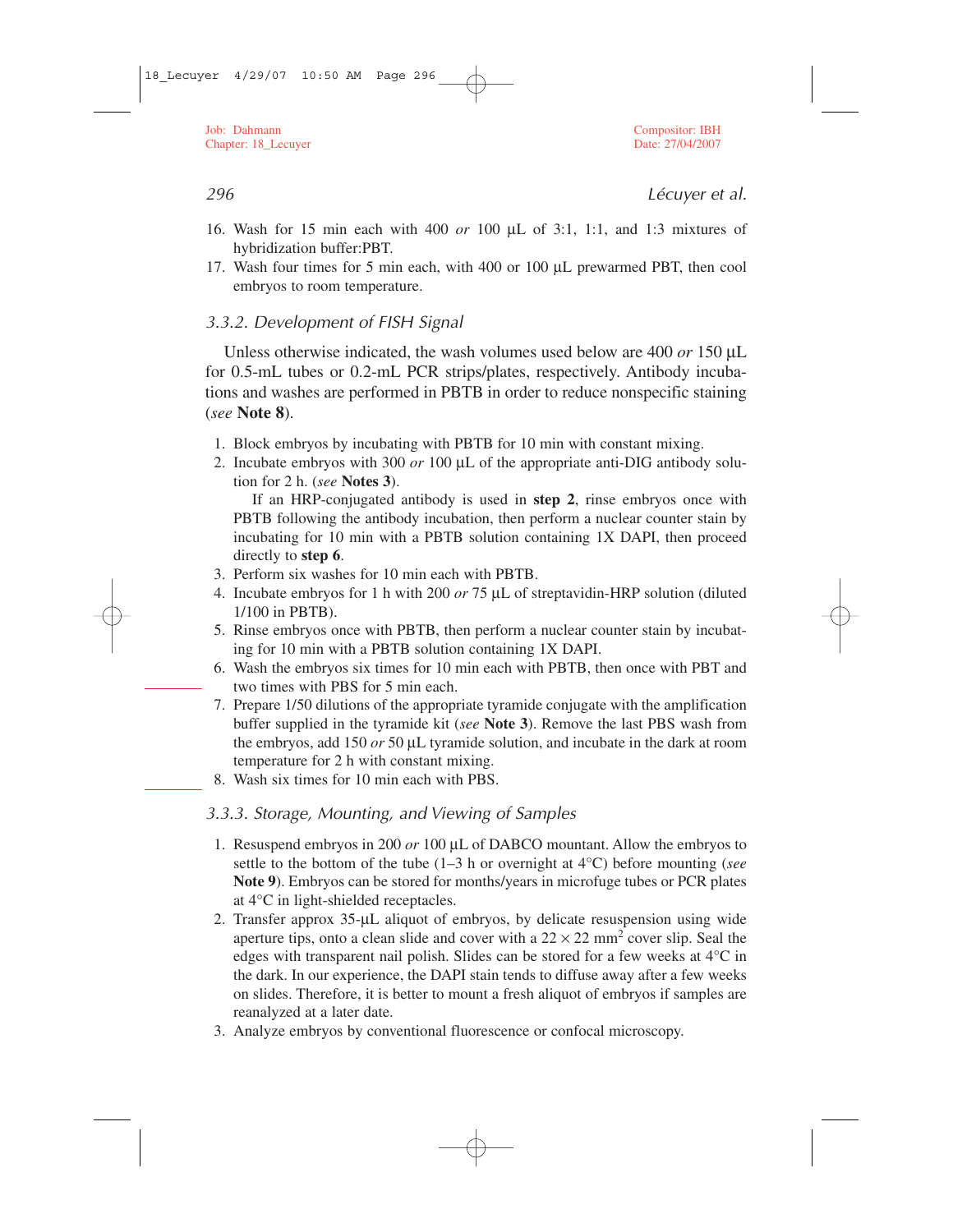16. Wash for 15 min each with 400 *or* 100 µL of 3:1, 1:1, and 1:3 mixtures of hybridization buffer:PBT.
17. Wash four times for 5 min each, with 400 or 100 µL prewarmed PBT, then cool embryos to room temperature.

### *3.3.2. Development of FISH Signal*

Unless otherwise indicated, the wash volumes used below are 400 *or* 150 µL for 0.5-mL tubes or 0.2-mL PCR strips/plates, respectively. Antibody incubations and washes are performed in PBTB in order to reduce nonspecific staining (*see* **Note 8**).

1. Block embryos by incubating with PBTB for 10 min with constant mixing.
2. Incubate embryos with 300 *or* 100 µL of the appropriate anti-DIG antibody solution for 2 h. (*see* **Notes 3**).

   If an HRP-conjugated antibody is used in **step 2**, rinse embryos once with PBTB following the antibody incubation, then perform a nuclear counter stain by incubating for 10 min with a PBTB solution containing 1X DAPI, then proceed directly to **step 6**.
3. Perform six washes for 10 min each with PBTB.
4. Incubate embryos for 1 h with 200 *or* 75 µL of streptavidin-HRP solution (diluted 1/100 in PBTB).
5. Rinse embryos once with PBTB, then perform a nuclear counter stain by incubating for 10 min with a PBTB solution containing 1X DAPI.
6. Wash the embryos six times for 10 min each with PBTB, then once with PBT and two times with PBS for 5 min each.
7. Prepare 1/50 dilutions of the appropriate tyramide conjugate with the amplification buffer supplied in the tyramide kit (*see* **Note 3**). Remove the last PBS wash from the embryos, add 150 *or* 50 µL tyramide solution, and incubate in the dark at room temperature for 2 h with constant mixing.
8. Wash six times for 10 min each with PBS.

### *3.3.3. Storage, Mounting, and Viewing of Samples*

1. Resuspend embryos in 200 *or* 100 µL of DABCO mountant. Allow the embryos to settle to the bottom of the tube (1–3 h or overnight at 4°C) before mounting (*see* **Note 9**). Embryos can be stored for months/years in microfuge tubes or PCR plates at 4°C in light-shielded receptacles.
2. Transfer approx 35-µL aliquot of embryos, by delicate resuspension using wide aperture tips, onto a clean slide and cover with a $22 \times 22$ mm$^2$ cover slip. Seal the edges with transparent nail polish. Slides can be stored for a few weeks at 4°C in the dark. In our experience, the DAPI stain tends to diffuse away after a few weeks on slides. Therefore, it is better to mount a fresh aliquot of embryos if samples are reanalyzed at a later date.
3. Analyze embryos by conventional fluorescence or confocal microscopy.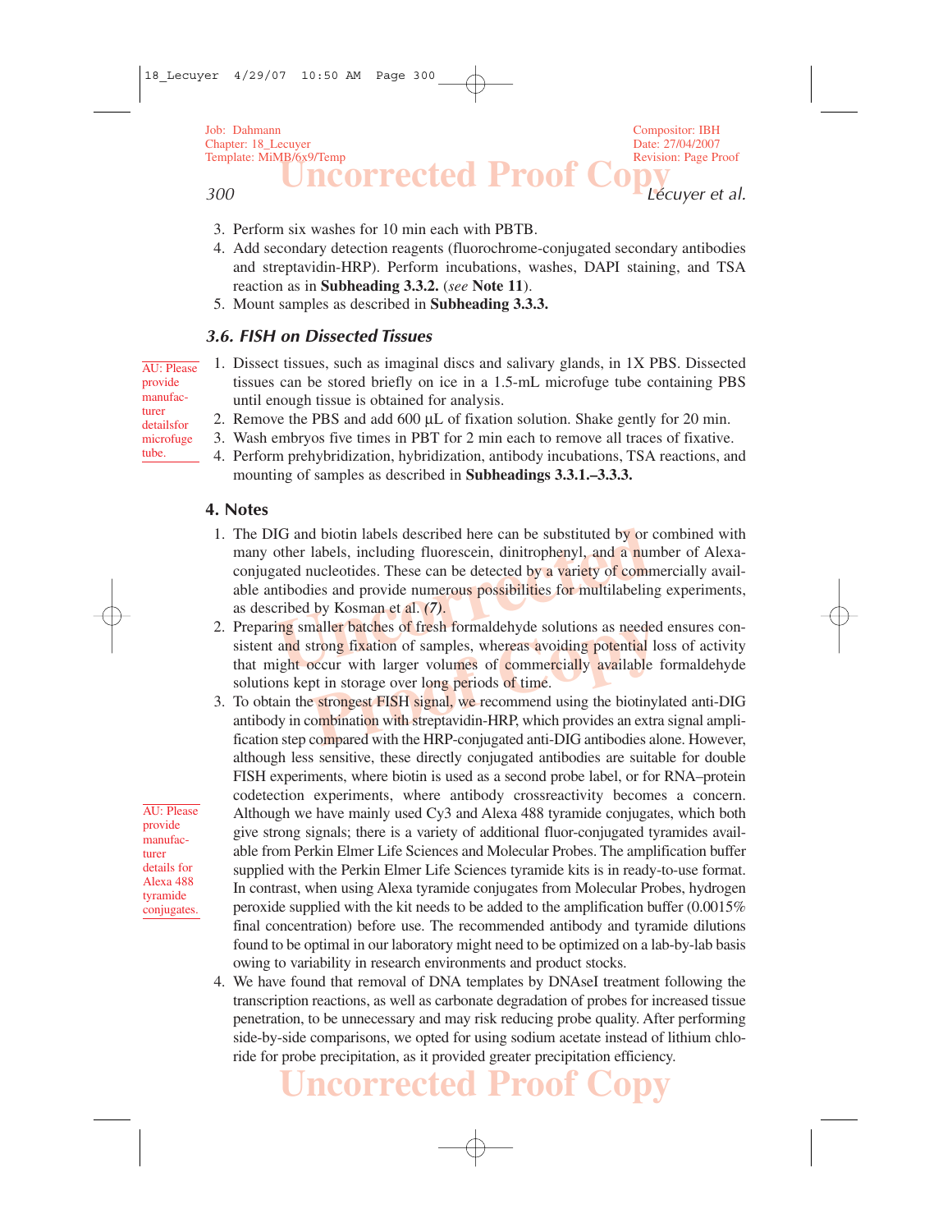3. Perform six washes for 10 min each with PBTB.
4. Add secondary detection reagents (fluorochrome-conjugated secondary antibodies and streptavidin-HRP). Perform incubations, washes, DAPI staining, and TSA reaction as in **Subheading 3.3.2.** (*see* **Note 11**).
5. Mount samples as described in **Subheading 3.3.3.**

### 3.6. FISH on Dissected Tissues

AU: Please provide manufacturer detailsfor microfuge tube.

1. Dissect tissues, such as imaginal discs and salivary glands, in 1X PBS. Dissected tissues can be stored briefly on ice in a 1.5-mL microfuge tube containing PBS until enough tissue is obtained for analysis.
2. Remove the PBS and add 600 μL of fixation solution. Shake gently for 20 min.
3. Wash embryos five times in PBT for 2 min each to remove all traces of fixative.
4. Perform prehybridization, hybridization, antibody incubations, TSA reactions, and mounting of samples as described in **Subheadings 3.3.1.–3.3.3.**

## 4. Notes

1. The DIG and biotin labels described here can be substituted by or combined with many other labels, including fluorescein, dinitrophenyl, and a number of Alexa-conjugated nucleotides. These can be detected by a variety of commercially available antibodies and provide numerous possibilities for multilabeling experiments, as described by Kosman et al. *(7)*.
2. Preparing smaller batches of fresh formaldehyde solutions as needed ensures consistent and strong fixation of samples, whereas avoiding potential loss of activity that might occur with larger volumes of commercially available formaldehyde solutions kept in storage over long periods of time.
3. To obtain the strongest FISH signal, we recommend using the biotinylated anti-DIG antibody in combination with streptavidin-HRP, which provides an extra signal amplification step compared with the HRP-conjugated anti-DIG antibodies alone. However, although less sensitive, these directly conjugated antibodies are suitable for double FISH experiments, where biotin is used as a second probe label, or for RNA–protein codetection experiments, where antibody crossreactivity becomes a concern. Although we have mainly used Cy3 and Alexa 488 tyramide conjugates, which both give strong signals; there is a variety of additional fluor-conjugated tyramides available from Perkin Elmer Life Sciences and Molecular Probes. The amplification buffer supplied with the Perkin Elmer Life Sciences tyramide kits is in ready-to-use format. In contrast, when using Alexa tyramide conjugates from Molecular Probes, hydrogen peroxide supplied with the kit needs to be added to the amplification buffer (0.0015% final concentration) before use. The recommended antibody and tyramide dilutions found to be optimal in our laboratory might need to be optimized on a lab-by-lab basis owing to variability in research environments and product stocks.

AU: Please provide manufacturer details for Alexa 488 tyramide conjugates.

4. We have found that removal of DNA templates by DNAseI treatment following the transcription reactions, as well as carbonate degradation of probes for increased tissue penetration, to be unnecessary and may risk reducing probe quality. After performing side-by-side comparisons, we opted for using sodium acetate instead of lithium chloride for probe precipitation, as it provided greater precipitation efficiency.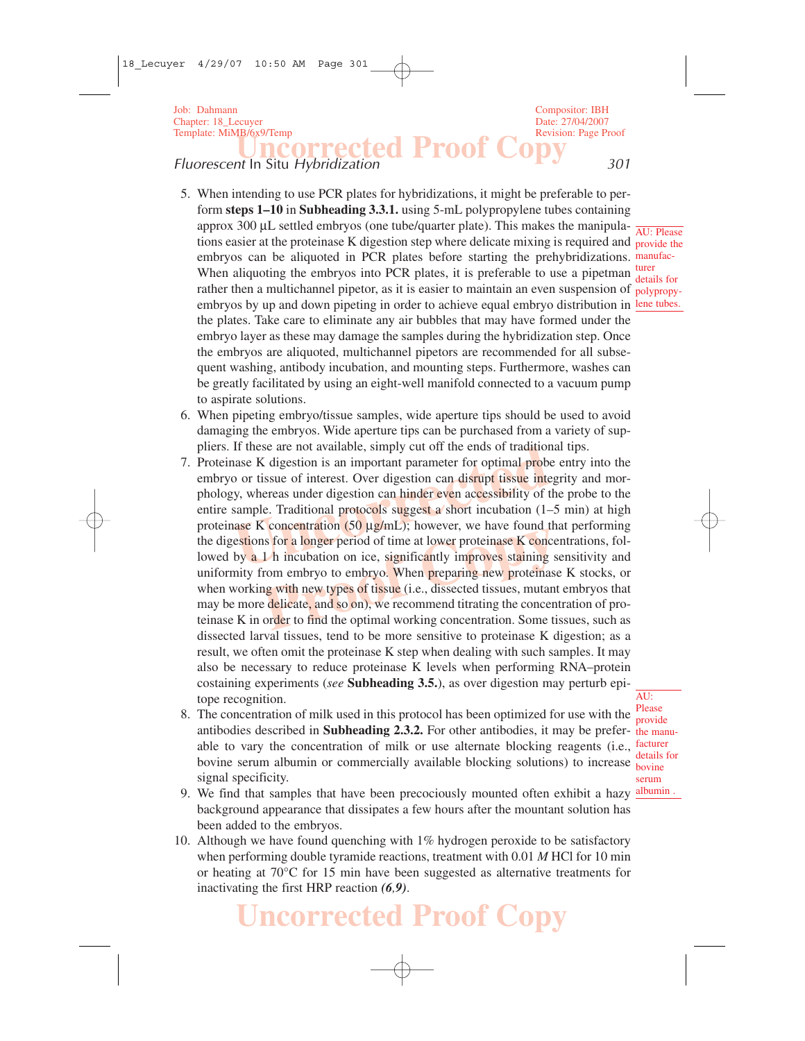5. When intending to use PCR plates for hybridizations, it might be preferable to perform **steps 1–10** in **Subheading 3.3.1.** using 5-mL polypropylene tubes containing approx 300 µL settled embryos (one tube/quarter plate). This makes the manipulations easier at the proteinase K digestion step where delicate mixing is required and embryos can be aliquoted in PCR plates before starting the prehybridizations. When aliquoting the embryos into PCR plates, it is preferable to use a pipetman rather then a multichannel pipetor, as it is easier to maintain an even suspension of embryos by up and down pipeting in order to achieve equal embryo distribution in the plates. Take care to eliminate any air bubbles that may have formed under the embryo layer as these may damage the samples during the hybridization step. Once the embryos are aliquoted, multichannel pipetors are recommended for all subsequent washing, antibody incubation, and mounting steps. Furthermore, washes can be greatly facilitated by using an eight-well manifold connected to a vacuum pump to aspirate solutions.

AU: Please provide the manufacturer details for polypropylene tubes.

6. When pipeting embryo/tissue samples, wide aperture tips should be used to avoid damaging the embryos. Wide aperture tips can be purchased from a variety of suppliers. If these are not available, simply cut off the ends of traditional tips.
7. Proteinase K digestion is an important parameter for optimal probe entry into the embryo or tissue of interest. Over digestion can disrupt tissue integrity and morphology, whereas under digestion can hinder even accessibility of the probe to the entire sample. Traditional protocols suggest a short incubation (1–5 min) at high proteinase K concentration (50 µg/mL); however, we have found that performing the digestions for a longer period of time at lower proteinase K concentrations, followed by a 1 h incubation on ice, significantly improves staining sensitivity and uniformity from embryo to embryo. When preparing new proteinase K stocks, or when working with new types of tissue (i.e., dissected tissues, mutant embryos that may be more delicate, and so on), we recommend titrating the concentration of proteinase K in order to find the optimal working concentration. Some tissues, such as dissected larval tissues, tend to be more sensitive to proteinase K digestion; as a result, we often omit the proteinase K step when dealing with such samples. It may also be necessary to reduce proteinase K levels when performing RNA–protein costaining experiments (*see* **Subheading 3.5.**), as over digestion may perturb epitope recognition.
8. The concentration of milk used in this protocol has been optimized for use with the antibodies described in **Subheading 2.3.2.** For other antibodies, it may be preferable to vary the concentration of milk or use alternate blocking reagents (i.e., bovine serum albumin or commercially available blocking solutions) to increase signal specificity.

AU: Please provide the manufacturer details for bovine serum albumin.

9. We find that samples that have been precociously mounted often exhibit a hazy background appearance that dissipates a few hours after the mountant solution has been added to the embryos.
10. Although we have found quenching with 1% hydrogen peroxide to be satisfactory when performing double tyramide reactions, treatment with 0.01 *M* HCl for 10 min or heating at 70°C for 15 min have been suggested as alternative treatments for inactivating the first HRP reaction ***(6,9)***.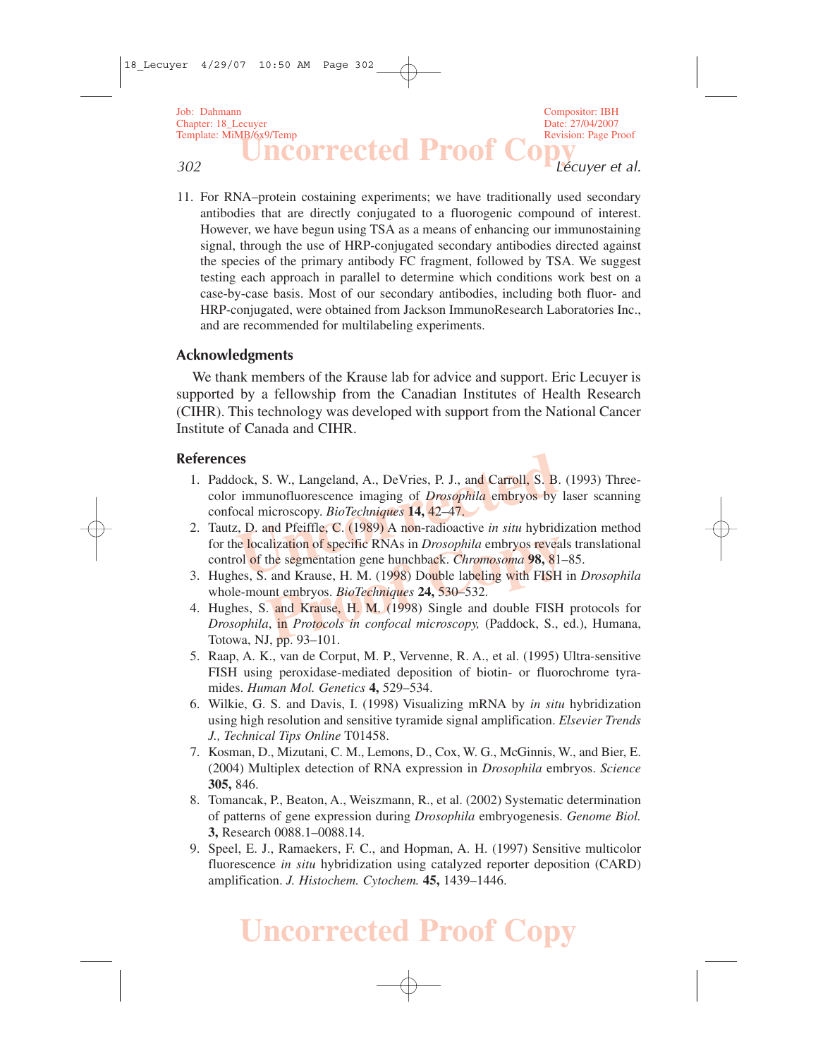11. For RNA–protein costaining experiments; we have traditionally used secondary antibodies that are directly conjugated to a fluorogenic compound of interest. However, we have begun using TSA as a means of enhancing our immunostaining signal, through the use of HRP-conjugated secondary antibodies directed against the species of the primary antibody FC fragment, followed by TSA. We suggest testing each approach in parallel to determine which conditions work best on a case-by-case basis. Most of our secondary antibodies, including both fluor- and HRP-conjugated, were obtained from Jackson ImmunoResearch Laboratories Inc., and are recommended for multilabeling experiments.

## Acknowledgments

We thank members of the Krause lab for advice and support. Eric Lecuyer is supported by a fellowship from the Canadian Institutes of Health Research (CIHR). This technology was developed with support from the National Cancer Institute of Canada and CIHR.

## References

1. Paddock, S. W., Langeland, A., DeVries, P. J., and Carroll, S. B. (1993) Three-color immunofluorescence imaging of *Drosophila* embryos by laser scanning confocal microscopy. *BioTechniques* **14,** 42–47.
2. Tautz, D. and Pfeiffle, C. (1989) A non-radioactive *in situ* hybridization method for the localization of specific RNAs in *Drosophila* embryos reveals translational control of the segmentation gene hunchback. *Chromosoma* **98,** 81–85.
3. Hughes, S. and Krause, H. M. (1998) Double labeling with FISH in *Drosophila* whole-mount embryos. *BioTechniques* **24,** 530–532.
4. Hughes, S. and Krause, H. M. (1998) Single and double FISH protocols for *Drosophila*, in *Protocols in confocal microscopy,* (Paddock, S., ed.), Humana, Totowa, NJ, pp. 93–101.
5. Raap, A. K., van de Corput, M. P., Vervenne, R. A., et al. (1995) Ultra-sensitive FISH using peroxidase-mediated deposition of biotin- or fluorochrome tyramides. *Human Mol. Genetics* **4,** 529–534.
6. Wilkie, G. S. and Davis, I. (1998) Visualizing mRNA by *in situ* hybridization using high resolution and sensitive tyramide signal amplification. *Elsevier Trends J., Technical Tips Online* T01458.
7. Kosman, D., Mizutani, C. M., Lemons, D., Cox, W. G., McGinnis, W., and Bier, E. (2004) Multiplex detection of RNA expression in *Drosophila* embryos. *Science* **305,** 846.
8. Tomancak, P., Beaton, A., Weiszmann, R., et al. (2002) Systematic determination of patterns of gene expression during *Drosophila* embryogenesis. *Genome Biol.* **3,** Research 0088.1–0088.14.
9. Speel, E. J., Ramaekers, F. C., and Hopman, A. H. (1997) Sensitive multicolor fluorescence *in situ* hybridization using catalyzed reporter deposition (CARD) amplification. *J. Histochem. Cytochem.* **45,** 1439–1446.